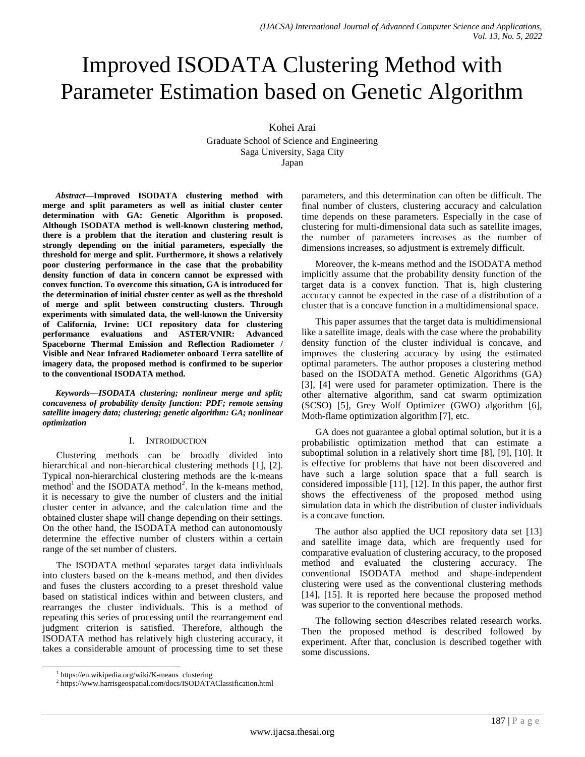# Improved ISODATA Clustering Method with Parameter Estimation based on Genetic Algorithm

Kohei Arai

Graduate School of Science and Engineering
Saga University, Saga City
Japan

***Abstract*—Improved ISODATA clustering method with merge and split parameters as well as initial cluster center determination with GA: Genetic Algorithm is proposed. Although ISODATA method is well-known clustering method, there is a problem that the iteration and clustering result is strongly depending on the initial parameters, especially the threshold for merge and split. Furthermore, it shows a relatively poor clustering performance in the case that the probability density function of data in concern cannot be expressed with convex function. To overcome this situation, GA is introduced for the determination of initial cluster center as well as the threshold of merge and split between constructing clusters. Through experiments with simulated data, the well-known the University of California, Irvine: UCI repository data for clustering performance evaluations and ASTER/VNIR: Advanced Spaceborne Thermal Emission and Reflection Radiometer / Visible and Near Infrared Radiometer onboard Terra satellite of imagery data, the proposed method is confirmed to be superior to the conventional ISODATA method.**

***Keywords*—*ISODATA clustering; nonlinear merge and split; concaveness of probability density function: PDF; remote sensing satellite imagery data; clustering; genetic algorithm: GA; nonlinear optimization***

## I. INTROIDUCTION

Clustering methods can be broadly divided into hierarchical and non-hierarchical clustering methods [1], [2]. Typical non-hierarchical clustering methods are the k-means method[1] and the ISODATA method[2]. In the k-means method, it is necessary to give the number of clusters and the initial cluster center in advance, and the calculation time and the obtained cluster shape will change depending on their settings. On the other hand, the ISODATA method can autonomously determine the effective number of clusters within a certain range of the set number of clusters.

The ISODATA method separates target data individuals into clusters based on the k-means method, and then divides and fuses the clusters according to a preset threshold value based on statistical indices within and between clusters, and rearranges the cluster individuals. This is a method of repeating this series of processing until the rearrangement end judgment criterion is satisfied. Therefore, although the ISODATA method has relatively high clustering accuracy, it takes a considerable amount of processing time to set these parameters, and this determination can often be difficult. The final number of clusters, clustering accuracy and calculation time depends on these parameters. Especially in the case of clustering for multi-dimensional data such as satellite images, the number of parameters increases as the number of dimensions increases, so adjustment is extremely difficult.

Moreover, the k-means method and the ISODATA method implicitly assume that the probability density function of the target data is a convex function. That is, high clustering accuracy cannot be expected in the case of a distribution of a cluster that is a concave function in a multidimensional space.

This paper assumes that the target data is multidimensional like a satellite image, deals with the case where the probability density function of the cluster individual is concave, and improves the clustering accuracy by using the estimated optimal parameters. The author proposes a clustering method based on the ISODATA method. Genetic Algorithms (GA) [3], [4] were used for parameter optimization. There is the other alternative algorithm, sand cat swarm optimization (SCSO) [5], Grey Wolf Optimizer (GWO) algorithm [6], Moth-flame optimization algorithm [7], etc.

GA does not guarantee a global optimal solution, but it is a probabilistic optimization method that can estimate a suboptimal solution in a relatively short time [8], [9], [10]. It is effective for problems that have not been discovered and have such a large solution space that a full search is considered impossible [11], [12]. In this paper, the author first shows the effectiveness of the proposed method using simulation data in which the distribution of cluster individuals is a concave function.

The author also applied the UCI repository data set [13] and satellite image data, which are frequently used for comparative evaluation of clustering accuracy, to the proposed method and evaluated the clustering accuracy. The conventional ISODATA method and shape-independent clustering were used as the conventional clustering methods [14], [15]. It is reported here because the proposed method was superior to the conventional methods.

The following section d4escribes related research works. Then the proposed method is described followed by experiment. After that, conclusion is described together with some discussions.

---

[1] https://en.wikipedia.org/wiki/K-means_clustering

[2] https://www.harrisgeospatial.com/docs/ISODATAClassification.html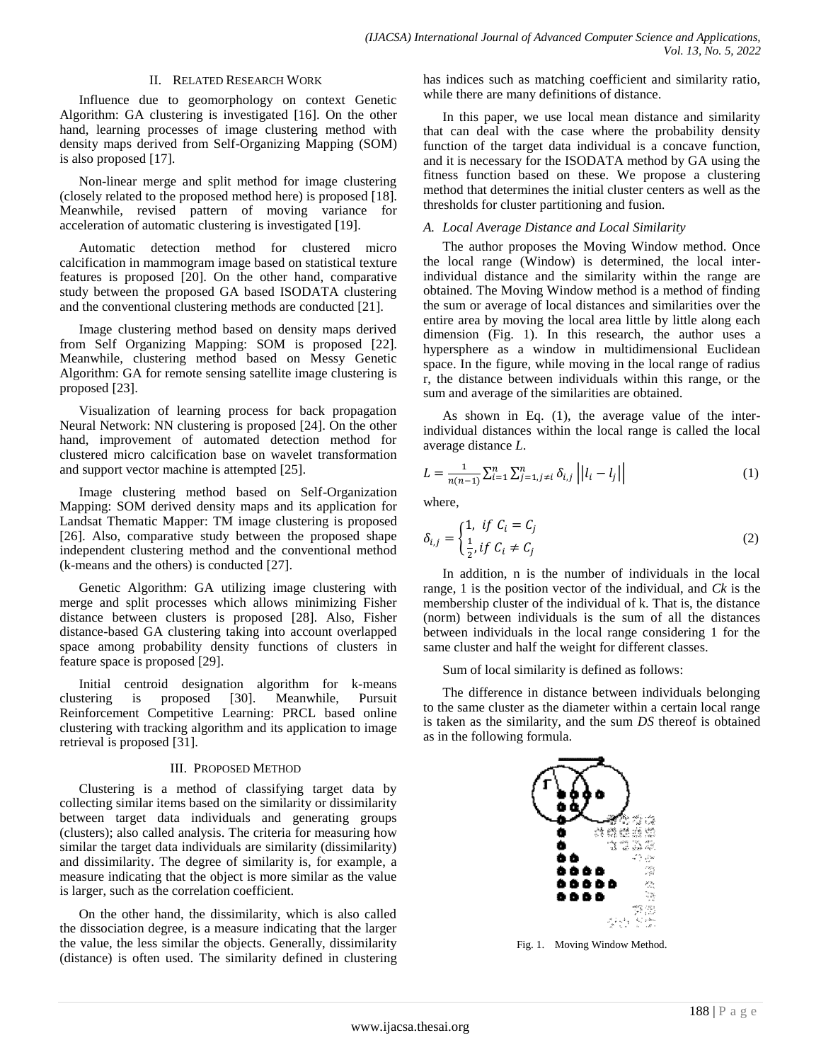## II. Related Research Work

Influence due to geomorphology on context Genetic Algorithm: GA clustering is investigated [16]. On the other hand, learning processes of image clustering method with density maps derived from Self-Organizing Mapping (SOM) is also proposed [17].

Non-linear merge and split method for image clustering (closely related to the proposed method here) is proposed [18]. Meanwhile, revised pattern of moving variance for acceleration of automatic clustering is investigated [19].

Automatic detection method for clustered micro calcification in mammogram image based on statistical texture features is proposed [20]. On the other hand, comparative study between the proposed GA based ISODATA clustering and the conventional clustering methods are conducted [21].

Image clustering method based on density maps derived from Self Organizing Mapping: SOM is proposed [22]. Meanwhile, clustering method based on Messy Genetic Algorithm: GA for remote sensing satellite image clustering is proposed [23].

Visualization of learning process for back propagation Neural Network: NN clustering is proposed [24]. On the other hand, improvement of automated detection method for clustered micro calcification base on wavelet transformation and support vector machine is attempted [25].

Image clustering method based on Self-Organization Mapping: SOM derived density maps and its application for Landsat Thematic Mapper: TM image clustering is proposed [26]. Also, comparative study between the proposed shape independent clustering method and the conventional method (k-means and the others) is conducted [27].

Genetic Algorithm: GA utilizing image clustering with merge and split processes which allows minimizing Fisher distance between clusters is proposed [28]. Also, Fisher distance-based GA clustering taking into account overlapped space among probability density functions of clusters in feature space is proposed [29].

Initial centroid designation algorithm for k-means clustering is proposed [30]. Meanwhile, Pursuit Reinforcement Competitive Learning: PRCL based online clustering with tracking algorithm and its application to image retrieval is proposed [31].

## III. Proposed Method

Clustering is a method of classifying target data by collecting similar items based on the similarity or dissimilarity between target data individuals and generating groups (clusters); also called analysis. The criteria for measuring how similar the target data individuals are similarity (dissimilarity) and dissimilarity. The degree of similarity is, for example, a measure indicating that the object is more similar as the value is larger, such as the correlation coefficient.

On the other hand, the dissimilarity, which is also called the dissociation degree, is a measure indicating that the larger the value, the less similar the objects. Generally, dissimilarity (distance) is often used. The similarity defined in clustering has indices such as matching coefficient and similarity ratio, while there are many definitions of distance.

In this paper, we use local mean distance and similarity that can deal with the case where the probability density function of the target data individual is a concave function, and it is necessary for the ISODATA method by GA using the fitness function based on these. We propose a clustering method that determines the initial cluster centers as well as the thresholds for cluster partitioning and fusion.

### A. Local Average Distance and Local Similarity

The author proposes the Moving Window method. Once the local range (Window) is determined, the local inter-individual distance and the similarity within the range are obtained. The Moving Window method is a method of finding the sum or average of local distances and similarities over the entire area by moving the local area little by little along each dimension (Fig. 1). In this research, the author uses a hypersphere as a window in multidimensional Euclidean space. In the figure, while moving in the local range of radius r, the distance between individuals within this range, or the sum and average of the similarities are obtained.

As shown in Eq. (1), the average value of the inter-individual distances within the local range is called the local average distance *L*.

$$L = \frac{1}{n(n-1)} \sum_{i=1}^{n} \sum_{j=1, j \neq i}^{n} \delta_{i,j} \left|\left| l_i - l_j \right|\right| \tag{1}$$

where,

$$\delta_{i,j} = \begin{cases} 1, & if\ C_i = C_j \\ \frac{1}{2}, & if\ C_i \neq C_j \end{cases} \tag{2}$$

In addition, n is the number of individuals in the local range, 1 is the position vector of the individual, and *Ck* is the membership cluster of the individual of k. That is, the distance (norm) between individuals is the sum of all the distances between individuals in the local range considering 1 for the same cluster and half the weight for different classes.

Sum of local similarity is defined as follows:

The difference in distance between individuals belonging to the same cluster as the diameter within a certain local range is taken as the similarity, and the sum *DS* thereof is obtained as in the following formula.

Fig. 1. Moving Window Method.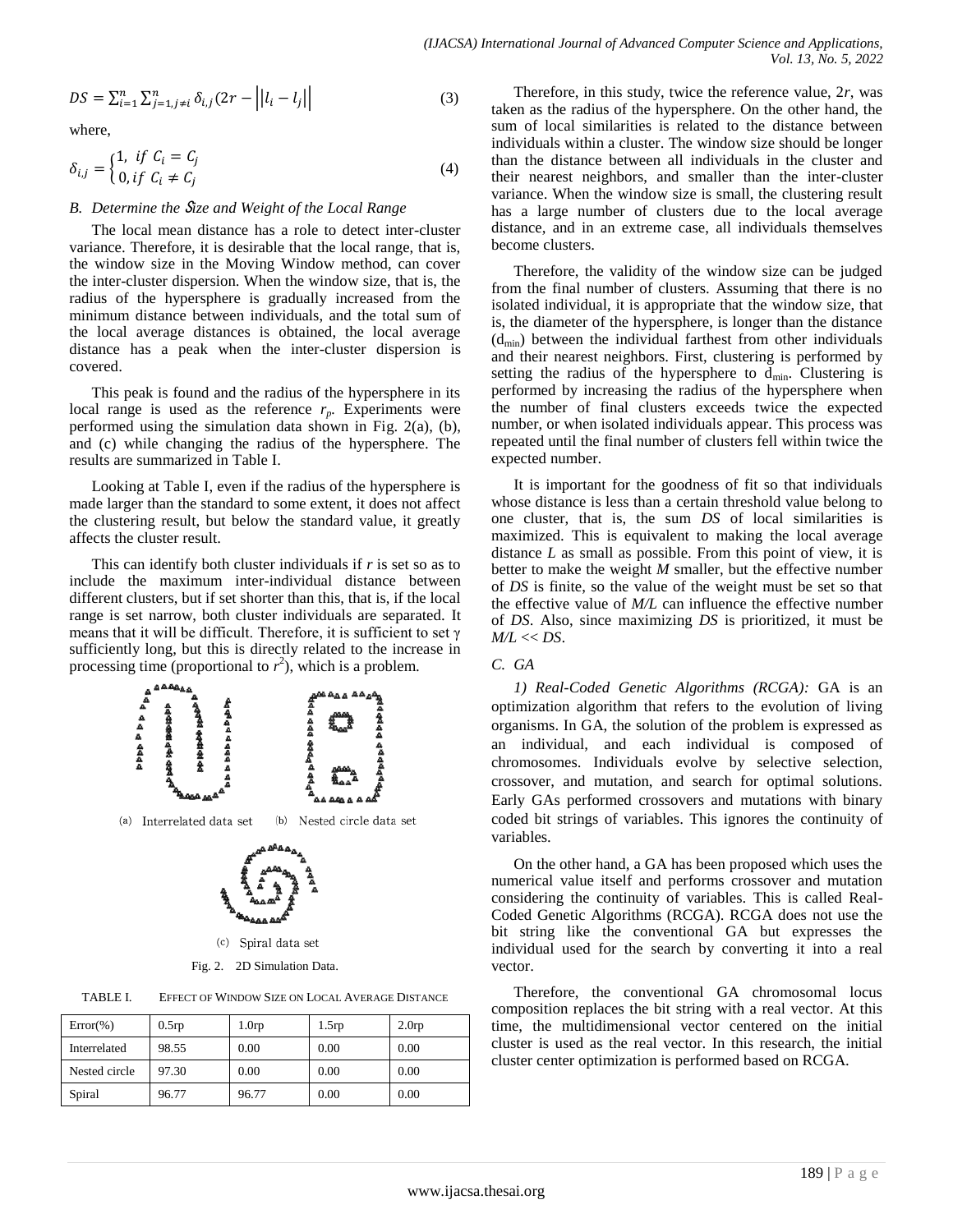$$DS = \sum_{i=1}^{n} \sum_{j=1, j \neq i}^{n} \delta_{i,j} (2r - \left| |l_i - l_j| \right| \quad (3)$$

where,

$$\delta_{i,j} = \begin{cases} 1, & if\ C_i = C_j \\ 0, & if\ C_i \neq C_j \end{cases} \quad (4)$$

### *B. Determine the Size and Weight of the Local Range*

The local mean distance has a role to detect inter-cluster variance. Therefore, it is desirable that the local range, that is, the window size in the Moving Window method, can cover the inter-cluster dispersion. When the window size, that is, the radius of the hypersphere is gradually increased from the minimum distance between individuals, and the total sum of the local average distances is obtained, the local average distance has a peak when the inter-cluster dispersion is covered.

This peak is found and the radius of the hypersphere in its local range is used as the reference $r_p$. Experiments were performed using the simulation data shown in Fig. 2(a), (b), and (c) while changing the radius of the hypersphere. The results are summarized in Table I.

Looking at Table I, even if the radius of the hypersphere is made larger than the standard to some extent, it does not affect the clustering result, but below the standard value, it greatly affects the cluster result.

This can identify both cluster individuals if *r* is set so as to include the maximum inter-individual distance between different clusters, but if set shorter than this, that is, if the local range is set narrow, both cluster individuals are separated. It means that it will be difficult. Therefore, it is sufficient to set γ sufficiently long, but this is directly related to the increase in processing time (proportional to $r^2$), which is a problem.

(a) Interrelated data set (b) Nested circle data set

(c) Spiral data set

Fig. 2. 2D Simulation Data.

TABLE I. EFFECT OF WINDOW SIZE ON LOCAL AVERAGE DISTANCE

| Error(%) | 0.5rp | 1.0rp | 1.5rp | 2.0rp |
|---|---|---|---|---|
| Interrelated | 98.55 | 0.00 | 0.00 | 0.00 |
| Nested circle | 97.30 | 0.00 | 0.00 | 0.00 |
| Spiral | 96.77 | 96.77 | 0.00 | 0.00 |

Therefore, in this study, twice the reference value, $2r$, was taken as the radius of the hypersphere. On the other hand, the sum of local similarities is related to the distance between individuals within a cluster. The window size should be longer than the distance between all individuals in the cluster and their nearest neighbors, and smaller than the inter-cluster variance. When the window size is small, the clustering result has a large number of clusters due to the local average distance, and in an extreme case, all individuals themselves become clusters.

Therefore, the validity of the window size can be judged from the final number of clusters. Assuming that there is no isolated individual, it is appropriate that the window size, that is, the diameter of the hypersphere, is longer than the distance ($d_{min}$) between the individual farthest from other individuals and their nearest neighbors. First, clustering is performed by setting the radius of the hypersphere to $d_{min}$. Clustering is performed by increasing the radius of the hypersphere when the number of final clusters exceeds twice the expected number, or when isolated individuals appear. This process was repeated until the final number of clusters fell within twice the expected number.

It is important for the goodness of fit so that individuals whose distance is less than a certain threshold value belong to one cluster, that is, the sum *DS* of local similarities is maximized. This is equivalent to making the local average distance *L* as small as possible. From this point of view, it is better to make the weight *M* smaller, but the effective number of *DS* is finite, so the value of the weight must be set so that the effective value of *M/L* can influence the effective number of *DS*. Also, since maximizing *DS* is prioritized, it must be $M/L << DS$.

### *C. GA*

*1) Real-Coded Genetic Algorithms (RCGA):* GA is an optimization algorithm that refers to the evolution of living organisms. In GA, the solution of the problem is expressed as an individual, and each individual is composed of chromosomes. Individuals evolve by selective selection, crossover, and mutation, and search for optimal solutions. Early GAs performed crossovers and mutations with binary coded bit strings of variables. This ignores the continuity of variables.

On the other hand, a GA has been proposed which uses the numerical value itself and performs crossover and mutation considering the continuity of variables. This is called Real-Coded Genetic Algorithms (RCGA). RCGA does not use the bit string like the conventional GA but expresses the individual used for the search by converting it into a real vector.

Therefore, the conventional GA chromosomal locus composition replaces the bit string with a real vector. At this time, the multidimensional vector centered on the initial cluster is used as the real vector. In this research, the initial cluster center optimization is performed based on RCGA.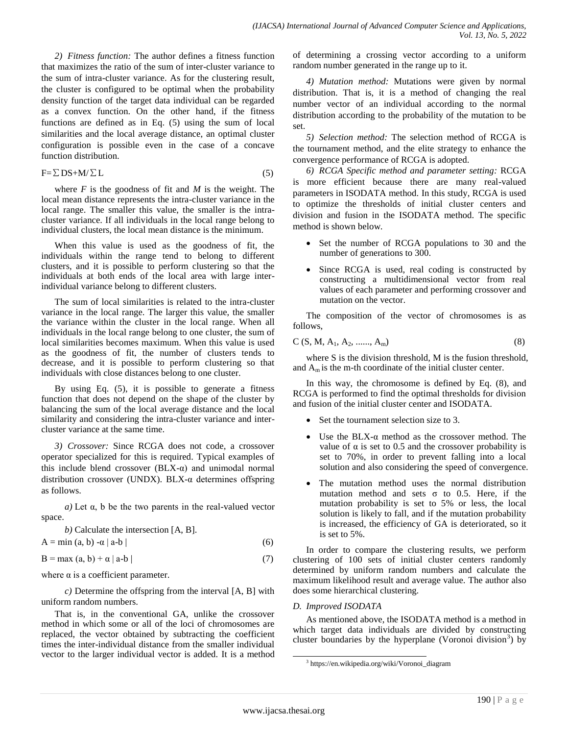*2) Fitness function:* The author defines a fitness function that maximizes the ratio of the sum of inter-cluster variance to the sum of intra-cluster variance. As for the clustering result, the cluster is configured to be optimal when the probability density function of the target data individual can be regarded as a convex function. On the other hand, if the fitness functions are defined as in Eq. (5) using the sum of local similarities and the local average distance, an optimal cluster configuration is possible even in the case of a concave function distribution.

$$F=\sum DS+M/\sum L \tag{5}$$

where $F$ is the goodness of fit and $M$ is the weight. The local mean distance represents the intra-cluster variance in the local range. The smaller this value, the smaller is the intra-cluster variance. If all individuals in the local range belong to individual clusters, the local mean distance is the minimum.

When this value is used as the goodness of fit, the individuals within the range tend to belong to different clusters, and it is possible to perform clustering so that the individuals at both ends of the local area with large inter-individual variance belong to different clusters.

The sum of local similarities is related to the intra-cluster variance in the local range. The larger this value, the smaller the variance within the cluster in the local range. When all individuals in the local range belong to one cluster, the sum of local similarities becomes maximum. When this value is used as the goodness of fit, the number of clusters tends to decrease, and it is possible to perform clustering so that individuals with close distances belong to one cluster.

By using Eq. (5), it is possible to generate a fitness function that does not depend on the shape of the cluster by balancing the sum of the local average distance and the local similarity and considering the intra-cluster variance and inter-cluster variance at the same time.

*3) Crossover:* Since RCGA does not code, a crossover operator specialized for this is required. Typical examples of this include blend crossover (BLX-α) and unimodal normal distribution crossover (UNDX). BLX-α determines offspring as follows.

*a)* Let α, b be the two parents in the real-valued vector space.

*b)* Calculate the intersection [A, B].

$$A = \min(a, b) - \alpha\, |a-b| \tag{6}$$

$$B = \max(a, b) + \alpha\, |a-b| \tag{7}$$

where α is a coefficient parameter.

*c)* Determine the offspring from the interval [A, B] with uniform random numbers.

That is, in the conventional GA, unlike the crossover method in which some or all of the loci of chromosomes are replaced, the vector obtained by subtracting the coefficient times the inter-individual distance from the smaller individual vector to the larger individual vector is added. It is a method of determining a crossing vector according to a uniform random number generated in the range up to it.

*4) Mutation method:* Mutations were given by normal distribution. That is, it is a method of changing the real number vector of an individual according to the normal distribution according to the probability of the mutation to be set.

*5) Selection method:* The selection method of RCGA is the tournament method, and the elite strategy to enhance the convergence performance of RCGA is adopted.

*6) RCGA Specific method and parameter setting:* RCGA is more efficient because there are many real-valued parameters in ISODATA method. In this study, RCGA is used to optimize the thresholds of initial cluster centers and division and fusion in the ISODATA method. The specific method is shown below.

- Set the number of RCGA populations to 30 and the number of generations to 300.
- Since RCGA is used, real coding is constructed by constructing a multidimensional vector from real values of each parameter and performing crossover and mutation on the vector.

The composition of the vector of chromosomes is as follows,

$$C\,(S, M, A_1, A_2, \ldots\ldots, A_m) \tag{8}$$

where S is the division threshold, M is the fusion threshold, and $A_m$ is the m-th coordinate of the initial cluster center.

In this way, the chromosome is defined by Eq. (8), and RCGA is performed to find the optimal thresholds for division and fusion of the initial cluster center and ISODATA.

- Set the tournament selection size to 3.
- Use the BLX-α method as the crossover method. The value of α is set to 0.5 and the crossover probability is set to 70%, in order to prevent falling into a local solution and also considering the speed of convergence.
- The mutation method uses the normal distribution mutation method and sets σ to 0.5. Here, if the mutation probability is set to 5% or less, the local solution is likely to fall, and if the mutation probability is increased, the efficiency of GA is deteriorated, so it is set to 5%.

In order to compare the clustering results, we perform clustering of 100 sets of initial cluster centers randomly determined by uniform random numbers and calculate the maximum likelihood result and average value. The author also does some hierarchical clustering.

## D. Improved ISODATA

As mentioned above, the ISODATA method is a method in which target data individuals are divided by constructing cluster boundaries by the hyperplane (Voronoi division[3]) by

[3] https://en.wikipedia.org/wiki/Voronoi_diagram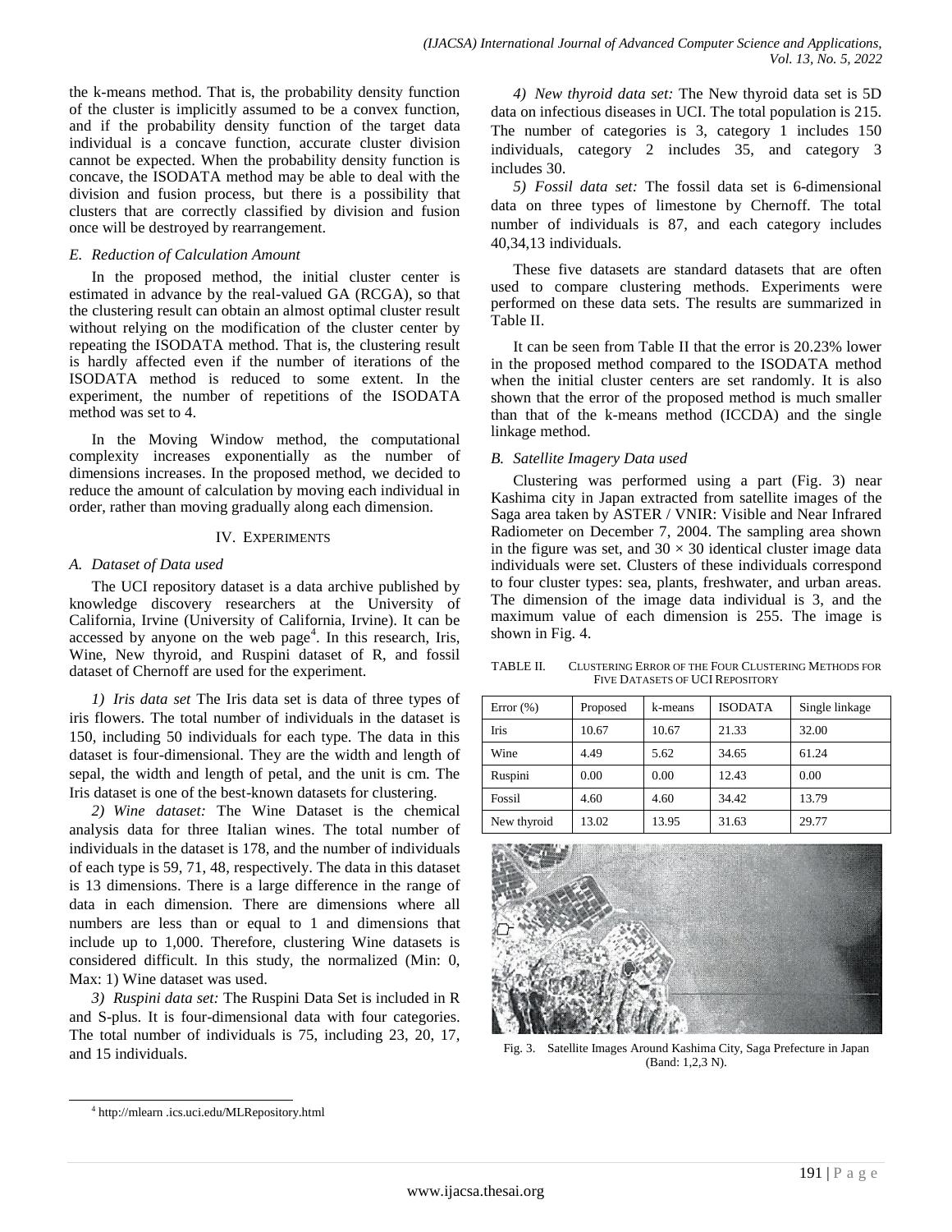the k-means method. That is, the probability density function of the cluster is implicitly assumed to be a convex function, and if the probability density function of the target data individual is a concave function, accurate cluster division cannot be expected. When the probability density function is concave, the ISODATA method may be able to deal with the division and fusion process, but there is a possibility that clusters that are correctly classified by division and fusion once will be destroyed by rearrangement.

### E. Reduction of Calculation Amount

In the proposed method, the initial cluster center is estimated in advance by the real-valued GA (RCGA), so that the clustering result can obtain an almost optimal cluster result without relying on the modification of the cluster center by repeating the ISODATA method. That is, the clustering result is hardly affected even if the number of iterations of the ISODATA method is reduced to some extent. In the experiment, the number of repetitions of the ISODATA method was set to 4.

In the Moving Window method, the computational complexity increases exponentially as the number of dimensions increases. In the proposed method, we decided to reduce the amount of calculation by moving each individual in order, rather than moving gradually along each dimension.

## IV. Experiments

### A. Dataset of Data used

The UCI repository dataset is a data archive published by knowledge discovery researchers at the University of California, Irvine (University of California, Irvine). It can be accessed by anyone on the web page[4]. In this research, Iris, Wine, New thyroid, and Ruspini dataset of R, and fossil dataset of Chernoff are used for the experiment.

*1) Iris data set* The Iris data set is data of three types of iris flowers. The total number of individuals in the dataset is 150, including 50 individuals for each type. The data in this dataset is four-dimensional. They are the width and length of sepal, the width and length of petal, and the unit is cm. The Iris dataset is one of the best-known datasets for clustering.

*2) Wine dataset:* The Wine Dataset is the chemical analysis data for three Italian wines. The total number of individuals in the dataset is 178, and the number of individuals of each type is 59, 71, 48, respectively. The data in this dataset is 13 dimensions. There is a large difference in the range of data in each dimension. There are dimensions where all numbers are less than or equal to 1 and dimensions that include up to 1,000. Therefore, clustering Wine datasets is considered difficult. In this study, the normalized (Min: 0, Max: 1) Wine dataset was used.

*3) Ruspini data set:* The Ruspini Data Set is included in R and S-plus. It is four-dimensional data with four categories. The total number of individuals is 75, including 23, 20, 17, and 15 individuals.

*4) New thyroid data set:* The New thyroid data set is 5D data on infectious diseases in UCI. The total population is 215. The number of categories is 3, category 1 includes 150 individuals, category 2 includes 35, and category 3 includes 30.

*5) Fossil data set:* The fossil data set is 6-dimensional data on three types of limestone by Chernoff. The total number of individuals is 87, and each category includes 40,34,13 individuals.

These five datasets are standard datasets that are often used to compare clustering methods. Experiments were performed on these data sets. The results are summarized in Table II.

It can be seen from Table II that the error is 20.23% lower in the proposed method compared to the ISODATA method when the initial cluster centers are set randomly. It is also shown that the error of the proposed method is much smaller than that of the k-means method (ICCDA) and the single linkage method.

### B. Satellite Imagery Data used

Clustering was performed using a part (Fig. 3) near Kashima city in Japan extracted from satellite images of the Saga area taken by ASTER / VNIR: Visible and Near Infrared Radiometer on December 7, 2004. The sampling area shown in the figure was set, and $30 \times 30$ identical cluster image data individuals were set. Clusters of these individuals correspond to four cluster types: sea, plants, freshwater, and urban areas. The dimension of the image data individual is 3, and the maximum value of each dimension is 255. The image is shown in Fig. 4.

TABLE II. Clustering Error of the Four Clustering Methods for Five Datasets of UCI Repository

| Error (%) | Proposed | k-means | ISODATA | Single linkage |
|---|---|---|---|---|
| Iris | 10.67 | 10.67 | 21.33 | 32.00 |
| Wine | 4.49 | 5.62 | 34.65 | 61.24 |
| Ruspini | 0.00 | 0.00 | 12.43 | 0.00 |
| Fossil | 4.60 | 4.60 | 34.42 | 13.79 |
| New thyroid | 13.02 | 13.95 | 31.63 | 29.77 |

Fig. 3. Satellite Images Around Kashima City, Saga Prefecture in Japan (Band: 1,2,3 N).

[4] http://mlearn .ics.uci.edu/MLRepository.html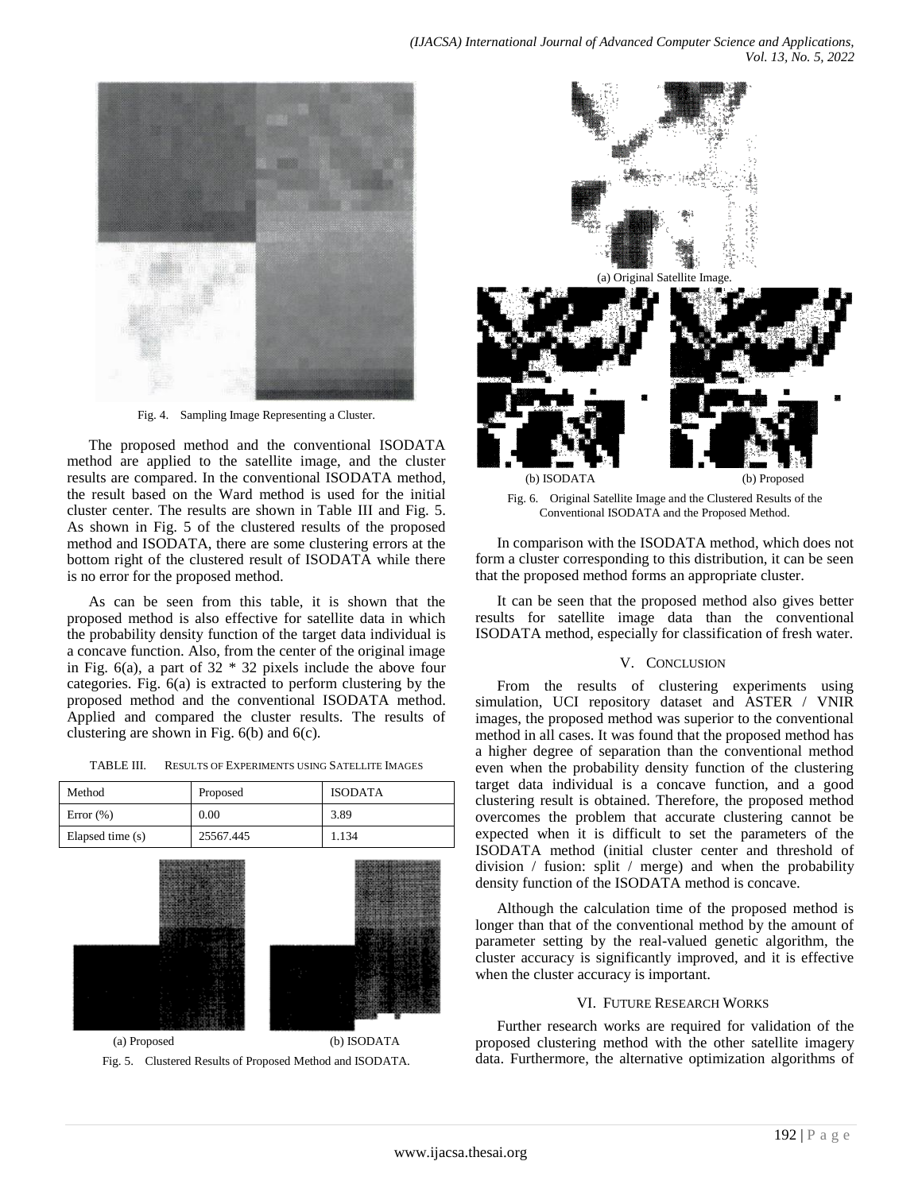Fig. 4. Sampling Image Representing a Cluster.

The proposed method and the conventional ISODATA method are applied to the satellite image, and the cluster results are compared. In the conventional ISODATA method, the result based on the Ward method is used for the initial cluster center. The results are shown in Table III and Fig. 5. As shown in Fig. 5 of the clustered results of the proposed method and ISODATA, there are some clustering errors at the bottom right of the clustered result of ISODATA while there is no error for the proposed method.

As can be seen from this table, it is shown that the proposed method is also effective for satellite data in which the probability density function of the target data individual is a concave function. Also, from the center of the original image in Fig. 6(a), a part of 32 * 32 pixels include the above four categories. Fig. 6(a) is extracted to perform clustering by the proposed method and the conventional ISODATA method. Applied and compared the cluster results. The results of clustering are shown in Fig. 6(b) and 6(c).

TABLE III. RESULTS OF EXPERIMENTS USING SATELLITE IMAGES

| Method | Proposed | ISODATA |
|---|---|---|
| Error (%) | 0.00 | 3.89 |
| Elapsed time (s) | 25567.445 | 1.134 |

(a) Proposed (b) ISODATA

Fig. 5. Clustered Results of Proposed Method and ISODATA.

(a) Original Satellite Image.

(b) ISODATA (b) Proposed

Fig. 6. Original Satellite Image and the Clustered Results of the Conventional ISODATA and the Proposed Method.

In comparison with the ISODATA method, which does not form a cluster corresponding to this distribution, it can be seen that the proposed method forms an appropriate cluster.

It can be seen that the proposed method also gives better results for satellite image data than the conventional ISODATA method, especially for classification of fresh water.

## V. CONCLUSION

From the results of clustering experiments using simulation, UCI repository dataset and ASTER / VNIR images, the proposed method was superior to the conventional method in all cases. It was found that the proposed method has a higher degree of separation than the conventional method even when the probability density function of the clustering target data individual is a concave function, and a good clustering result is obtained. Therefore, the proposed method overcomes the problem that accurate clustering cannot be expected when it is difficult to set the parameters of the ISODATA method (initial cluster center and threshold of division / fusion: split / merge) and when the probability density function of the ISODATA method is concave.

Although the calculation time of the proposed method is longer than that of the conventional method by the amount of parameter setting by the real-valued genetic algorithm, the cluster accuracy is significantly improved, and it is effective when the cluster accuracy is important.

## VI. FUTURE RESEARCH WORKS

Further research works are required for validation of the proposed clustering method with the other satellite imagery data. Furthermore, the alternative optimization algorithms of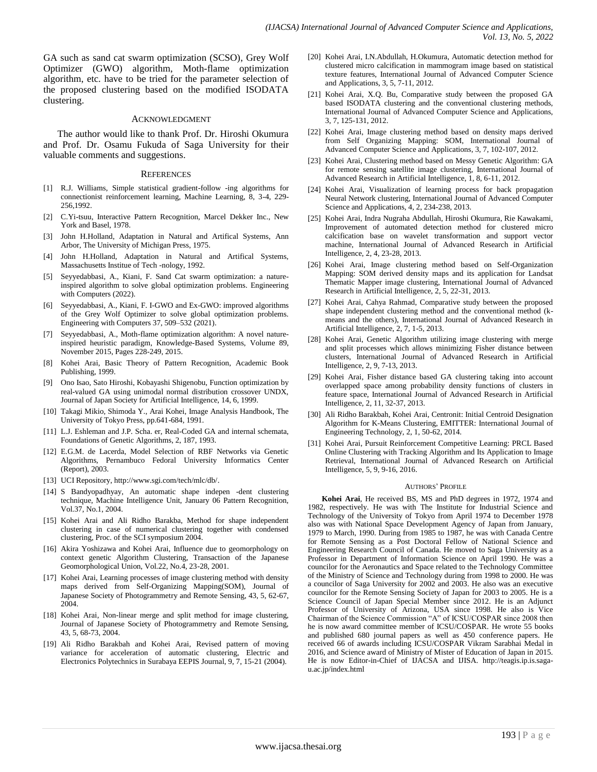GA such as sand cat swarm optimization (SCSO), Grey Wolf Optimizer (GWO) algorithm, Moth-flame optimization algorithm, etc. have to be tried for the parameter selection of the proposed clustering based on the modified ISODATA clustering.

## ACKNOWLEDGMENT

The author would like to thank Prof. Dr. Hiroshi Okumura and Prof. Dr. Osamu Fukuda of Saga University for their valuable comments and suggestions.

## REFERENCES

[1] R.J. Williams, Simple statistical gradient-follow -ing algorithms for connectionist reinforcement learning, Machine Learning, 8, 3-4, 229-256,1992.

[2] C.Yi-tsuu, Interactive Pattern Recognition, Marcel Dekker Inc., New York and Basel, 1978.

[3] John H.Holland, Adaptation in Natural and Artifical Systems, Ann Arbor, The University of Michigan Press, 1975.

[4] John H.Holland, Adaptation in Natural and Artifical Systems, Massachusetts Institue of Tech -nology, 1992.

[5] Seyyedabbasi, A., Kiani, F. Sand Cat swarm optimization: a nature-inspired algorithm to solve global optimization problems. Engineering with Computers (2022).

[6] Seyyedabbasi, A., Kiani, F. I-GWO and Ex-GWO: improved algorithms of the Grey Wolf Optimizer to solve global optimization problems. Engineering with Computers 37, 509–532 (2021).

[7] Seyyedabbasi, A., Moth-flame optimization algorithm: A novel nature-inspired heuristic paradigm, Knowledge-Based Systems, Volume 89, November 2015, Pages 228-249, 2015.

[8] Kohei Arai, Basic Theory of Pattern Recognition, Academic Book Publishing, 1999.

[9] Ono Isao, Sato Hiroshi, Kobayashi Shigenobu, Function optimization by real-valued GA using unimodal normal distribution crossover UNDX, Journal of Japan Society for Artificial Intelligence, 14, 6, 1999.

[10] Takagi Mikio, Shimoda Y., Arai Kohei, Image Analysis Handbook, The University of Tokyo Press, pp.641-684, 1991.

[11] L.J. Eshleman and J.P. Scha. er, Real-Coded GA and internal schemata, Foundations of Genetic Algorithms, 2, 187, 1993.

[12] E.G.M. de Lacerda, Model Selection of RBF Networks via Genetic Algorithms, Pernambuco Fedoral University Informatics Center (Report), 2003.

[13] UCI Repository, http://www.sgi.com/tech/mlc/db/.

[14] S Bandyopadhyay, An automatic shape indepen -dent clustering technique, Machine Intelligence Unit, January 06 Pattern Recognition, Vol.37, No.1, 2004.

[15] Kohei Arai and Ali Ridho Barakba, Method for shape independent clustering in case of numerical clustering together with condensed clustering, Proc. of the SCI symposium 2004.

[16] Akira Yoshizawa and Kohei Arai, Influence due to geomorphology on context genetic Algorithm Clustering, Transaction of the Japanese Geomorphological Union, Vol.22, No.4, 23-28, 2001.

[17] Kohei Arai, Learning processes of image clustering method with density maps derived from Self-Organizing Mapping(SOM), Journal of Japanese Society of Photogrammetry and Remote Sensing, 43, 5, 62-67, 2004.

[18] Kohei Arai, Non-linear merge and split method for image clustering, Journal of Japanese Society of Photogrammetry and Remote Sensing, 43, 5, 68-73, 2004.

[19] Ali Ridho Barakbah and Kohei Arai, Revised pattern of moving variance for acceleration of automatic clustering, Electric and Electronics Polytechnics in Surabaya EEPIS Journal, 9, 7, 15-21 (2004).

[20] Kohei Arai, I.N.Abdullah, H.Okumura, Automatic detection method for clustered micro calcification in mammogram image based on statistical texture features, International Journal of Advanced Computer Science and Applications, 3, 5, 7-11, 2012.

[21] Kohei Arai, X.Q. Bu, Comparative study between the proposed GA based ISODATA clustering and the conventional clustering methods, International Journal of Advanced Computer Science and Applications, 3, 7, 125-131, 2012.

[22] Kohei Arai, Image clustering method based on density maps derived from Self Organizing Mapping: SOM, International Journal of Advanced Computer Science and Applications, 3, 7, 102-107, 2012.

[23] Kohei Arai, Clustering method based on Messy Genetic Algorithm: GA for remote sensing satellite image clustering, International Journal of Advanced Research in Artificial Intelligence, 1, 8, 6-11, 2012.

[24] Kohei Arai, Visualization of learning process for back propagation Neural Network clustering, International Journal of Advanced Computer Science and Applications, 4, 2, 234-238, 2013.

[25] Kohei Arai, Indra Nugraha Abdullah, Hiroshi Okumura, Rie Kawakami, Improvement of automated detection method for clustered micro calcification base on wavelet transformation and support vector machine, International Journal of Advanced Research in Artificial Intelligence, 2, 4, 23-28, 2013.

[26] Kohei Arai, Image clustering method based on Self-Organization Mapping: SOM derived density maps and its application for Landsat Thematic Mapper image clustering, International Journal of Advanced Research in Artificial Intelligence, 2, 5, 22-31, 2013.

[27] Kohei Arai, Cahya Rahmad, Comparative study between the proposed shape independent clustering method and the conventional method (k-means and the others), International Journal of Advanced Research in Artificial Intelligence, 2, 7, 1-5, 2013.

[28] Kohei Arai, Genetic Algorithm utilizing image clustering with merge and split processes which allows minimizing Fisher distance between clusters, International Journal of Advanced Research in Artificial Intelligence, 2, 9, 7-13, 2013.

[29] Kohei Arai, Fisher distance based GA clustering taking into account overlapped space among probability density functions of clusters in feature space, International Journal of Advanced Research in Artificial Intelligence, 2, 11, 32-37, 2013.

[30] Ali Ridho Barakbah, Kohei Arai, Centronit: Initial Centroid Designation Algorithm for K-Means Clustering, EMITTER: International Journal of Engineering Technology, 2, 1, 50-62, 2014.

[31] Kohei Arai, Pursuit Reinforcement Competitive Learning: PRCL Based Online Clustering with Tracking Algorithm and Its Application to Image Retrieval, International Journal of Advanced Research on Artificial Intelligence, 5, 9, 9-16, 2016.

## AUTHORS' PROFILE

**Kohei Arai**, He received BS, MS and PhD degrees in 1972, 1974 and 1982, respectively. He was with The Institute for Industrial Science and Technology of the University of Tokyo from April 1974 to December 1978 also was with National Space Development Agency of Japan from January, 1979 to March, 1990. During from 1985 to 1987, he was with Canada Centre for Remote Sensing as a Post Doctoral Fellow of National Science and Engineering Research Council of Canada. He moved to Saga University as a Professor in Department of Information Science on April 1990. He was a councilor for the Aeronautics and Space related to the Technology Committee of the Ministry of Science and Technology during from 1998 to 2000. He was a councilor of Saga University for 2002 and 2003. He also was an executive councilor for the Remote Sensing Society of Japan for 2003 to 2005. He is a Science Council of Japan Special Member since 2012. He is an Adjunct Professor of University of Arizona, USA since 1998. He also is Vice Chairman of the Science Commission "A" of ICSU/COSPAR since 2008 then he is now award committee member of ICSU/COSPAR. He wrote 55 books and published 680 journal papers as well as 450 conference papers. He received 66 of awards including ICSU/COSPAR Vikram Sarabhai Medal in 2016, and Science award of Ministry of Mister of Education of Japan in 2015. He is now Editor-in-Chief of IJACSA and IJISA. http://teagis.ip.is.saga-u.ac.jp/index.html